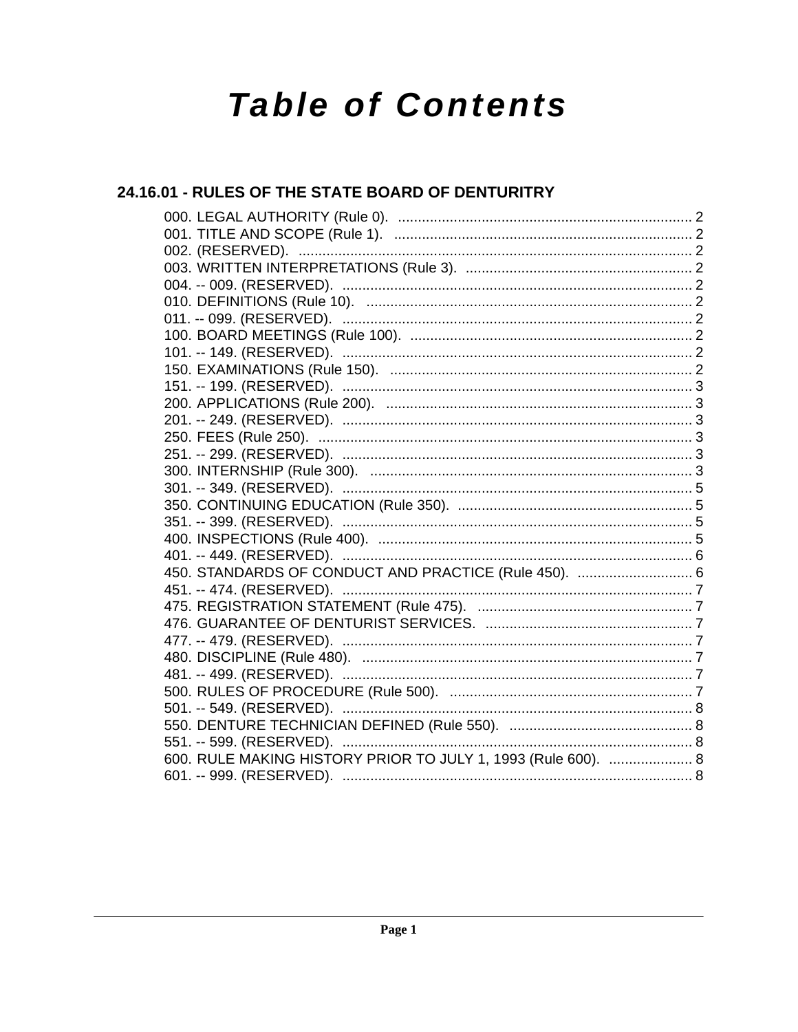# Table of Contents

## 24.16.01 - RULES OF THE STATE BOARD OF DENTURITRY

000. LEGAL AUTHORITY (Rule 0). .......... 2
001. TITLE AND SCOPE (Rule 1). .......... 2
002. (RESERVED). .......... 2
003. WRITTEN INTERPRETATIONS (Rule 3). .......... 2
004. -- 009. (RESERVED). .......... 2
010. DEFINITIONS (Rule 10). .......... 2
011. -- 099. (RESERVED). .......... 2
100. BOARD MEETINGS (Rule 100). .......... 2
101. -- 149. (RESERVED). .......... 2
150. EXAMINATIONS (Rule 150). .......... 2
151. -- 199. (RESERVED). .......... 3
200. APPLICATIONS (Rule 200). .......... 3
201. -- 249. (RESERVED). .......... 3
250. FEES (Rule 250). .......... 3
251. -- 299. (RESERVED). .......... 3
300. INTERNSHIP (Rule 300). .......... 3
301. -- 349. (RESERVED). .......... 5
350. CONTINUING EDUCATION (Rule 350). .......... 5
351. -- 399. (RESERVED). .......... 5
400. INSPECTIONS (Rule 400). .......... 5
401. -- 449. (RESERVED). .......... 6
450. STANDARDS OF CONDUCT AND PRACTICE (Rule 450). .......... 6
451. -- 474. (RESERVED). .......... 7
475. REGISTRATION STATEMENT (Rule 475). .......... 7
476. GUARANTEE OF DENTURIST SERVICES. .......... 7
477. -- 479. (RESERVED). .......... 7
480. DISCIPLINE (Rule 480). .......... 7
481. -- 499. (RESERVED). .......... 7
500. RULES OF PROCEDURE (Rule 500). .......... 7
501. -- 549. (RESERVED). .......... 8
550. DENTURE TECHNICIAN DEFINED (Rule 550). .......... 8
551. -- 599. (RESERVED). .......... 8
600. RULE MAKING HISTORY PRIOR TO JULY 1, 1993 (Rule 600). .......... 8
601. -- 999. (RESERVED). .......... 8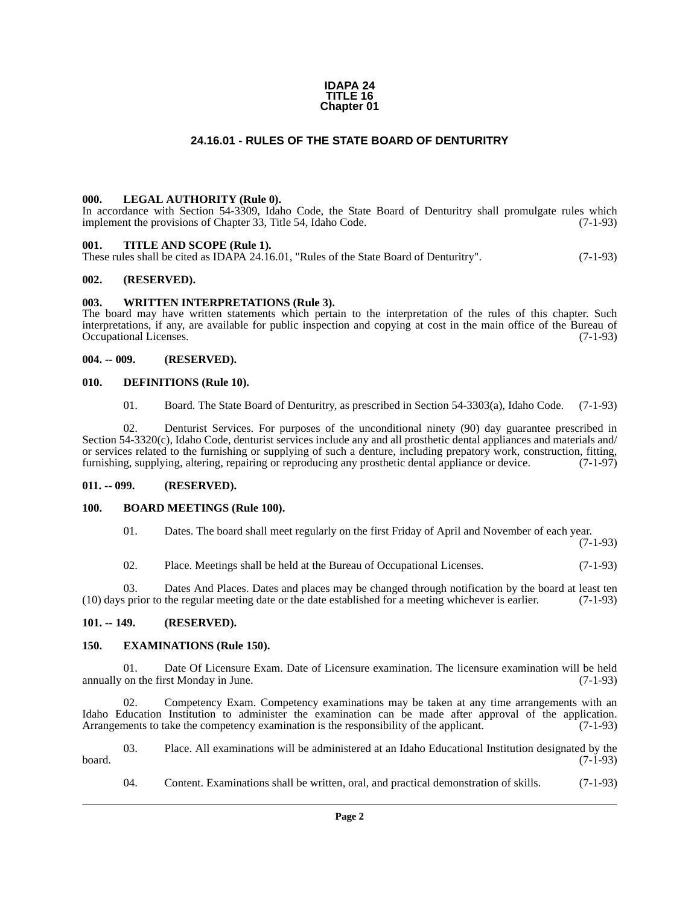**IDAPA 24**
**TITLE 16**
**Chapter 01**

# 24.16.01 - RULES OF THE STATE BOARD OF DENTURITRY

### 000. LEGAL AUTHORITY (Rule 0).

In accordance with Section 54-3309, Idaho Code, the State Board of Denturitry shall promulgate rules which implement the provisions of Chapter 33, Title 54, Idaho Code. (7-1-93)

### 001. TITLE AND SCOPE (Rule 1).

These rules shall be cited as IDAPA 24.16.01, "Rules of the State Board of Denturitry". (7-1-93)

### 002. (RESERVED).

### 003. WRITTEN INTERPRETATIONS (Rule 3).

The board may have written statements which pertain to the interpretation of the rules of this chapter. Such interpretations, if any, are available for public inspection and copying at cost in the main office of the Bureau of Occupational Licenses. (7-1-93)

### 004. -- 009. (RESERVED).

### 010. DEFINITIONS (Rule 10).

01. Board. The State Board of Denturitry, as prescribed in Section 54-3303(a), Idaho Code. (7-1-93)

02. Denturist Services. For purposes of the unconditional ninety (90) day guarantee prescribed in Section 54-3320(c), Idaho Code, denturist services include any and all prosthetic dental appliances and materials and/or services related to the furnishing or supplying of such a denture, including prepatory work, construction, fitting, furnishing, supplying, altering, repairing or reproducing any prosthetic dental appliance or device. (7-1-97)

### 011. -- 099. (RESERVED).

### 100. BOARD MEETINGS (Rule 100).

01. Dates. The board shall meet regularly on the first Friday of April and November of each year. (7-1-93)

02. Place. Meetings shall be held at the Bureau of Occupational Licenses. (7-1-93)

03. Dates And Places. Dates and places may be changed through notification by the board at least ten (10) days prior to the regular meeting date or the date established for a meeting whichever is earlier. (7-1-93)

### 101. -- 149. (RESERVED).

### 150. EXAMINATIONS (Rule 150).

01. Date Of Licensure Exam. Date of Licensure examination. The licensure examination will be held annually on the first Monday in June. (7-1-93)

02. Competency Exam. Competency examinations may be taken at any time arrangements with an Idaho Education Institution to administer the examination can be made after approval of the application. Arrangements to take the competency examination is the responsibility of the applicant. (7-1-93)

03. Place. All examinations will be administered at an Idaho Educational Institution designated by the board. (7-1-93)

04. Content. Examinations shall be written, oral, and practical demonstration of skills. (7-1-93)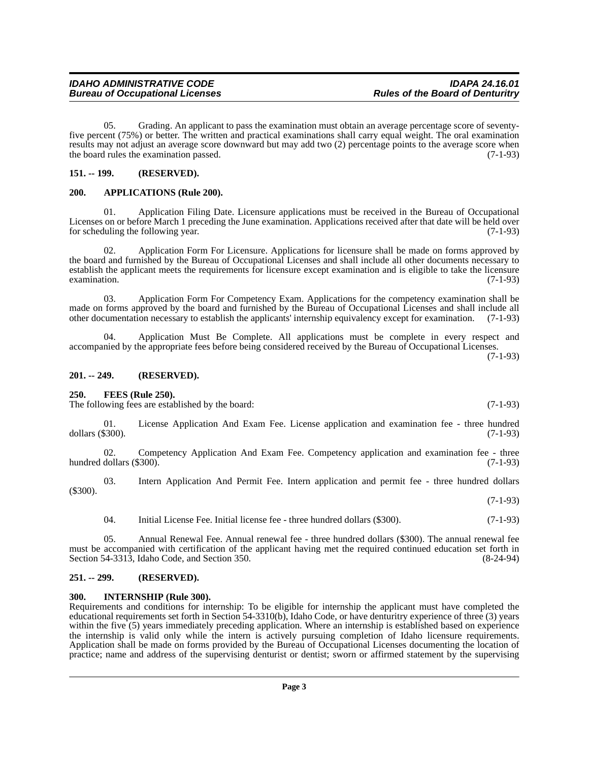05. Grading. An applicant to pass the examination must obtain an average percentage score of seventy-five percent (75%) or better. The written and practical examinations shall carry equal weight. The oral examination results may not adjust an average score downward but may add two (2) percentage points to the average score when the board rules the examination passed. (7-1-93)

### 151. -- 199. (RESERVED).

### 200. APPLICATIONS (Rule 200).

01. Application Filing Date. Licensure applications must be received in the Bureau of Occupational Licenses on or before March 1 preceding the June examination. Applications received after that date will be held over for scheduling the following year. (7-1-93)

02. Application Form For Licensure. Applications for licensure shall be made on forms approved by the board and furnished by the Bureau of Occupational Licenses and shall include all other documents necessary to establish the applicant meets the requirements for licensure except examination and is eligible to take the licensure examination. (7-1-93)

03. Application Form For Competency Exam. Applications for the competency examination shall be made on forms approved by the board and furnished by the Bureau of Occupational Licenses and shall include all other documentation necessary to establish the applicants' internship equivalency except for examination. (7-1-93)

04. Application Must Be Complete. All applications must be complete in every respect and accompanied by the appropriate fees before being considered received by the Bureau of Occupational Licenses. (7-1-93)

### 201. -- 249. (RESERVED).

### 250. FEES (Rule 250).

The following fees are established by the board: (7-1-93)

01. License Application And Exam Fee. License application and examination fee - three hundred dollars ($300). (7-1-93)

02. Competency Application And Exam Fee. Competency application and examination fee - three hundred dollars ($300). (7-1-93)

03. Intern Application And Permit Fee. Intern application and permit fee - three hundred dollars ($300). (7-1-93)

04. Initial License Fee. Initial license fee - three hundred dollars ($300). (7-1-93)

05. Annual Renewal Fee. Annual renewal fee - three hundred dollars ($300). The annual renewal fee must be accompanied with certification of the applicant having met the required continued education set forth in Section 54-3313, Idaho Code, and Section 350. (8-24-94)

### 251. -- 299. (RESERVED).

### 300. INTERNSHIP (Rule 300).

Requirements and conditions for internship: To be eligible for internship the applicant must have completed the educational requirements set forth in Section 54-3310(b), Idaho Code, or have denturitry experience of three (3) years within the five (5) years immediately preceding application. Where an internship is established based on experience the internship is valid only while the intern is actively pursuing completion of Idaho licensure requirements. Application shall be made on forms provided by the Bureau of Occupational Licenses documenting the location of practice; name and address of the supervising denturist or dentist; sworn or affirmed statement by the supervising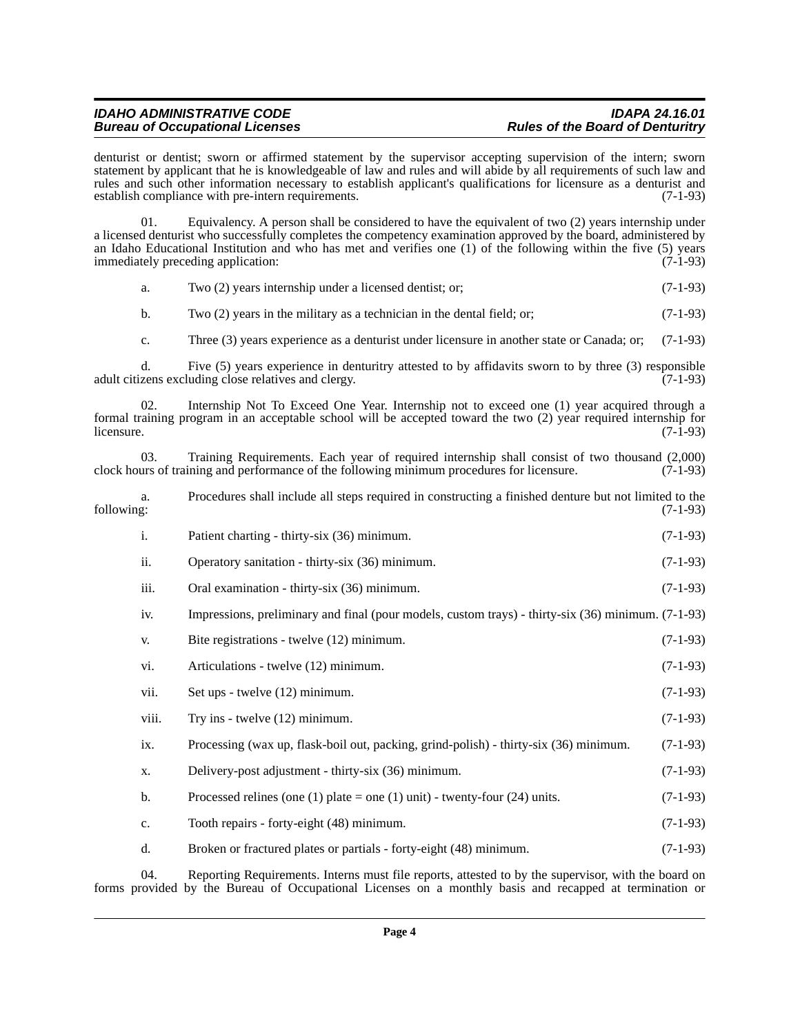denturist or dentist; sworn or affirmed statement by the supervisor accepting supervision of the intern; sworn statement by applicant that he is knowledgeable of law and rules and will abide by all requirements of such law and rules and such other information necessary to establish applicant's qualifications for licensure as a denturist and establish compliance with pre-intern requirements. (7-1-93)

01. Equivalency. A person shall be considered to have the equivalent of two (2) years internship under a licensed denturist who successfully completes the competency examination approved by the board, administered by an Idaho Educational Institution and who has met and verifies one (1) of the following within the five (5) years immediately preceding application: (7-1-93)

a. Two (2) years internship under a licensed dentist; or; (7-1-93)

b. Two (2) years in the military as a technician in the dental field; or; (7-1-93)

c. Three (3) years experience as a denturist under licensure in another state or Canada; or; (7-1-93)

d. Five (5) years experience in denturitry attested to by affidavits sworn to by three (3) responsible adult citizens excluding close relatives and clergy. (7-1-93)

02. Internship Not To Exceed One Year. Internship not to exceed one (1) year acquired through a formal training program in an acceptable school will be accepted toward the two (2) year required internship for licensure. (7-1-93)

03. Training Requirements. Each year of required internship shall consist of two thousand (2,000) clock hours of training and performance of the following minimum procedures for licensure. (7-1-93)

a. Procedures shall include all steps required in constructing a finished denture but not limited to the following: (7-1-93)

i. Patient charting - thirty-six (36) minimum. (7-1-93)

ii. Operatory sanitation - thirty-six (36) minimum. (7-1-93)

iii. Oral examination - thirty-six (36) minimum. (7-1-93)

iv. Impressions, preliminary and final (pour models, custom trays) - thirty-six (36) minimum. (7-1-93)

v. Bite registrations - twelve (12) minimum. (7-1-93)

vi. Articulations - twelve (12) minimum. (7-1-93)

vii. Set ups - twelve (12) minimum. (7-1-93)

viii. Try ins - twelve (12) minimum. (7-1-93)

ix. Processing (wax up, flask-boil out, packing, grind-polish) - thirty-six (36) minimum. (7-1-93)

x. Delivery-post adjustment - thirty-six (36) minimum. (7-1-93)

b. Processed relines (one (1) plate = one (1) unit) - twenty-four (24) units. (7-1-93)

c. Tooth repairs - forty-eight (48) minimum. (7-1-93)

d. Broken or fractured plates or partials - forty-eight (48) minimum. (7-1-93)

04. Reporting Requirements. Interns must file reports, attested to by the supervisor, with the board on forms provided by the Bureau of Occupational Licenses on a monthly basis and recapped at termination or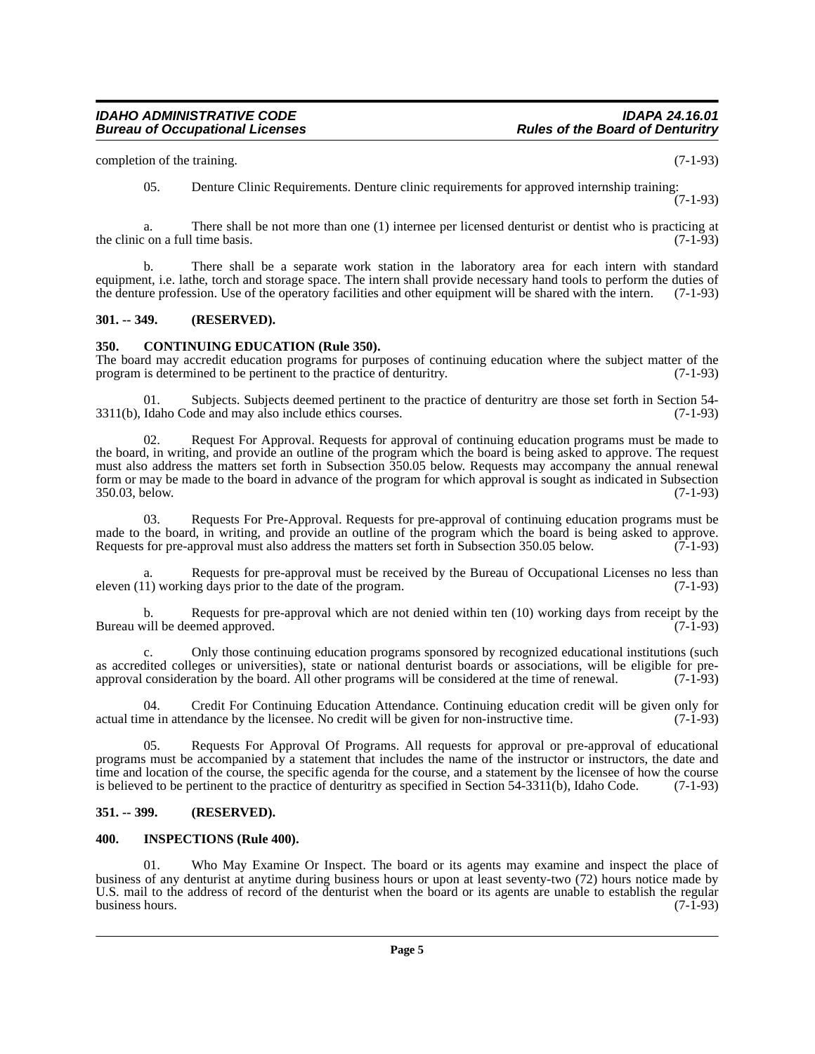completion of the training. (7-1-93)

05. Denture Clinic Requirements. Denture clinic requirements for approved internship training: (7-1-93)

a. There shall be not more than one (1) internee per licensed denturist or dentist who is practicing at the clinic on a full time basis. (7-1-93)

b. There shall be a separate work station in the laboratory area for each intern with standard equipment, i.e. lathe, torch and storage space. The intern shall provide necessary hand tools to perform the duties of the denture profession. Use of the operatory facilities and other equipment will be shared with the intern. (7-1-93)

### 301. -- 349. (RESERVED).

### 350. CONTINUING EDUCATION (Rule 350).

The board may accredit education programs for purposes of continuing education where the subject matter of the program is determined to be pertinent to the practice of denturitry. (7-1-93)

01. Subjects. Subjects deemed pertinent to the practice of denturitry are those set forth in Section 54-3311(b), Idaho Code and may also include ethics courses. (7-1-93)

02. Request For Approval. Requests for approval of continuing education programs must be made to the board, in writing, and provide an outline of the program which the board is being asked to approve. The request must also address the matters set forth in Subsection 350.05 below. Requests may accompany the annual renewal form or may be made to the board in advance of the program for which approval is sought as indicated in Subsection 350.03, below. (7-1-93)

03. Requests For Pre-Approval. Requests for pre-approval of continuing education programs must be made to the board, in writing, and provide an outline of the program which the board is being asked to approve. Requests for pre-approval must also address the matters set forth in Subsection 350.05 below. (7-1-93)

a. Requests for pre-approval must be received by the Bureau of Occupational Licenses no less than eleven (11) working days prior to the date of the program. (7-1-93)

b. Requests for pre-approval which are not denied within ten (10) working days from receipt by the Bureau will be deemed approved. (7-1-93)

c. Only those continuing education programs sponsored by recognized educational institutions (such as accredited colleges or universities), state or national denturist boards or associations, will be eligible for pre-approval consideration by the board. All other programs will be considered at the time of renewal. (7-1-93)

04. Credit For Continuing Education Attendance. Continuing education credit will be given only for actual time in attendance by the licensee. No credit will be given for non-instructive time. (7-1-93)

05. Requests For Approval Of Programs. All requests for approval or pre-approval of educational programs must be accompanied by a statement that includes the name of the instructor or instructors, the date and time and location of the course, the specific agenda for the course, and a statement by the licensee of how the course is believed to be pertinent to the practice of denturitry as specified in Section 54-3311(b), Idaho Code. (7-1-93)

### 351. -- 399. (RESERVED).

### 400. INSPECTIONS (Rule 400).

01. Who May Examine Or Inspect. The board or its agents may examine and inspect the place of business of any denturist at anytime during business hours or upon at least seventy-two (72) hours notice made by U.S. mail to the address of record of the denturist when the board or its agents are unable to establish the regular business hours. (7-1-93)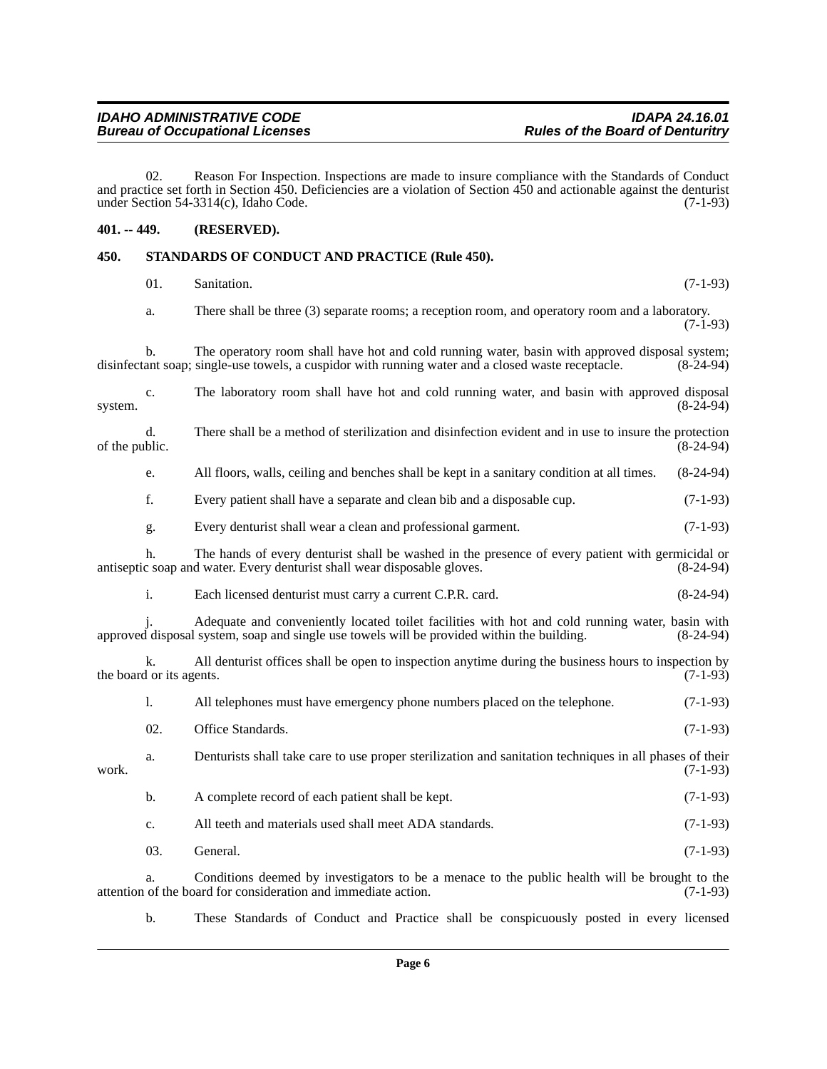02. Reason For Inspection. Inspections are made to insure compliance with the Standards of Conduct and practice set forth in Section 450. Deficiencies are a violation of Section 450 and actionable against the denturist under Section 54-3314(c), Idaho Code. (7-1-93)

**401. -- 449. (RESERVED).**

**450. STANDARDS OF CONDUCT AND PRACTICE (Rule 450).**

01. Sanitation. (7-1-93)

a. There shall be three (3) separate rooms; a reception room, and operatory room and a laboratory. (7-1-93)

b. The operatory room shall have hot and cold running water, basin with approved disposal system; disinfectant soap; single-use towels, a cuspidor with running water and a closed waste receptacle. (8-24-94)

c. The laboratory room shall have hot and cold running water, and basin with approved disposal system. (8-24-94)

d. There shall be a method of sterilization and disinfection evident and in use to insure the protection of the public. (8-24-94)

e. All floors, walls, ceiling and benches shall be kept in a sanitary condition at all times. (8-24-94)

f. Every patient shall have a separate and clean bib and a disposable cup. (7-1-93)

g. Every denturist shall wear a clean and professional garment. (7-1-93)

h. The hands of every denturist shall be washed in the presence of every patient with germicidal or antiseptic soap and water. Every denturist shall wear disposable gloves. (8-24-94)

i. Each licensed denturist must carry a current C.P.R. card. (8-24-94)

j. Adequate and conveniently located toilet facilities with hot and cold running water, basin with approved disposal system, soap and single use towels will be provided within the building. (8-24-94)

k. All denturist offices shall be open to inspection anytime during the business hours to inspection by the board or its agents. (7-1-93)

l. All telephones must have emergency phone numbers placed on the telephone. (7-1-93)

02. Office Standards. (7-1-93)

a. Denturists shall take care to use proper sterilization and sanitation techniques in all phases of their work. (7-1-93)

b. A complete record of each patient shall be kept. (7-1-93)

c. All teeth and materials used shall meet ADA standards. (7-1-93)

03. General. (7-1-93)

a. Conditions deemed by investigators to be a menace to the public health will be brought to the attention of the board for consideration and immediate action. (7-1-93)

b. These Standards of Conduct and Practice shall be conspicuously posted in every licensed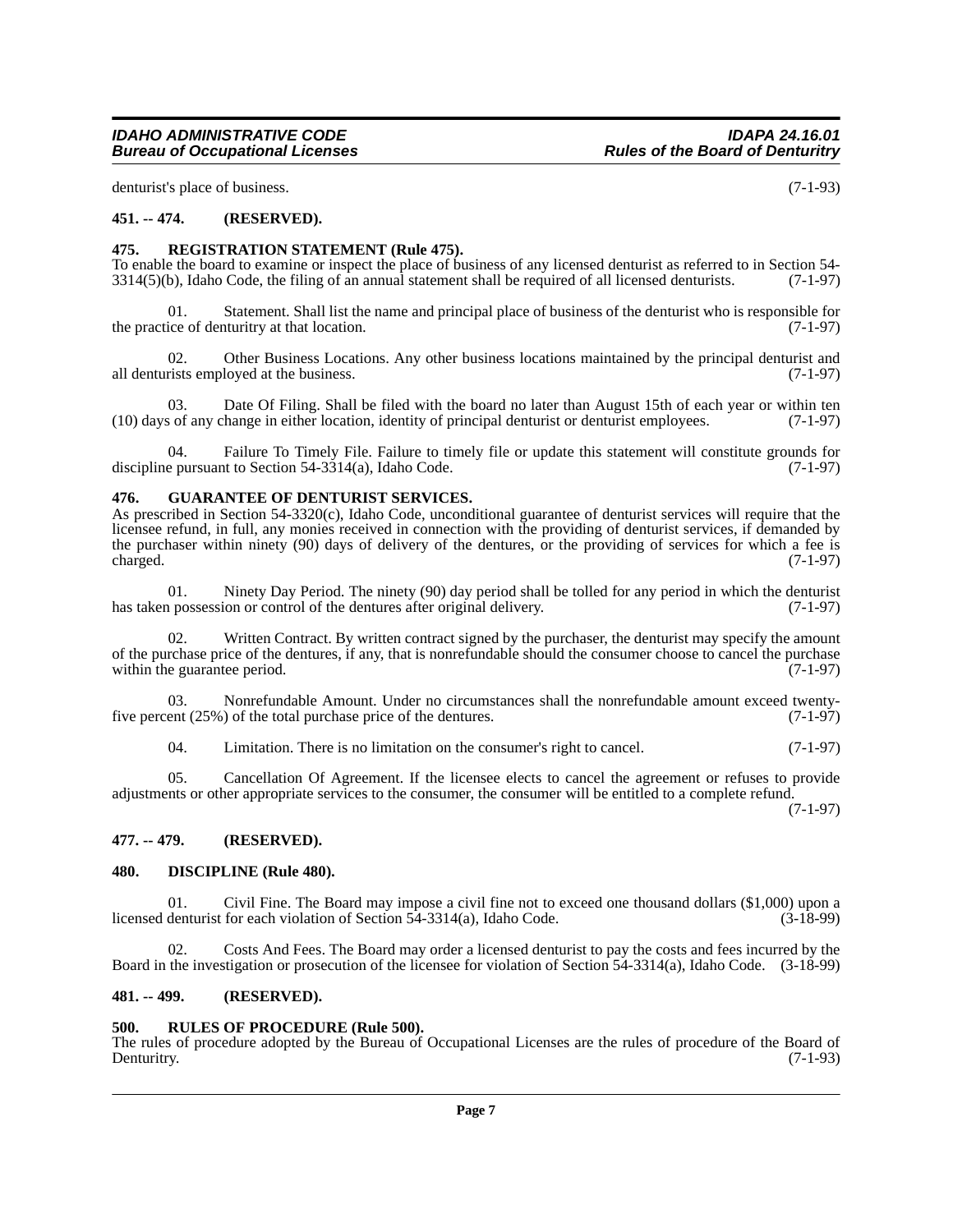denturist's place of business. (7-1-93)

**451. -- 474. (RESERVED).**

**475. REGISTRATION STATEMENT (Rule 475).**

To enable the board to examine or inspect the place of business of any licensed denturist as referred to in Section 54-3314(5)(b), Idaho Code, the filing of an annual statement shall be required of all licensed denturists. (7-1-97)

01. Statement. Shall list the name and principal place of business of the denturist who is responsible for the practice of denturitry at that location. (7-1-97)

02. Other Business Locations. Any other business locations maintained by the principal denturist and all denturists employed at the business. (7-1-97)

03. Date Of Filing. Shall be filed with the board no later than August 15th of each year or within ten (10) days of any change in either location, identity of principal denturist or denturist employees. (7-1-97)

04. Failure To Timely File. Failure to timely file or update this statement will constitute grounds for discipline pursuant to Section 54-3314(a), Idaho Code. (7-1-97)

**476. GUARANTEE OF DENTURIST SERVICES.**

As prescribed in Section 54-3320(c), Idaho Code, unconditional guarantee of denturist services will require that the licensee refund, in full, any monies received in connection with the providing of denturist services, if demanded by the purchaser within ninety (90) days of delivery of the dentures, or the providing of services for which a fee is charged. (7-1-97)

01. Ninety Day Period. The ninety (90) day period shall be tolled for any period in which the denturist has taken possession or control of the dentures after original delivery. (7-1-97)

02. Written Contract. By written contract signed by the purchaser, the denturist may specify the amount of the purchase price of the dentures, if any, that is nonrefundable should the consumer choose to cancel the purchase within the guarantee period. (7-1-97)

03. Nonrefundable Amount. Under no circumstances shall the nonrefundable amount exceed twenty-five percent (25%) of the total purchase price of the dentures. (7-1-97)

04. Limitation. There is no limitation on the consumer's right to cancel. (7-1-97)

05. Cancellation Of Agreement. If the licensee elects to cancel the agreement or refuses to provide adjustments or other appropriate services to the consumer, the consumer will be entitled to a complete refund. (7-1-97)

**477. -- 479. (RESERVED).**

**480. DISCIPLINE (Rule 480).**

01. Civil Fine. The Board may impose a civil fine not to exceed one thousand dollars ($1,000) upon a licensed denturist for each violation of Section 54-3314(a), Idaho Code. (3-18-99)

02. Costs And Fees. The Board may order a licensed denturist to pay the costs and fees incurred by the Board in the investigation or prosecution of the licensee for violation of Section 54-3314(a), Idaho Code. (3-18-99)

**481. -- 499. (RESERVED).**

**500. RULES OF PROCEDURE (Rule 500).**

The rules of procedure adopted by the Bureau of Occupational Licenses are the rules of procedure of the Board of Denturitry. (7-1-93)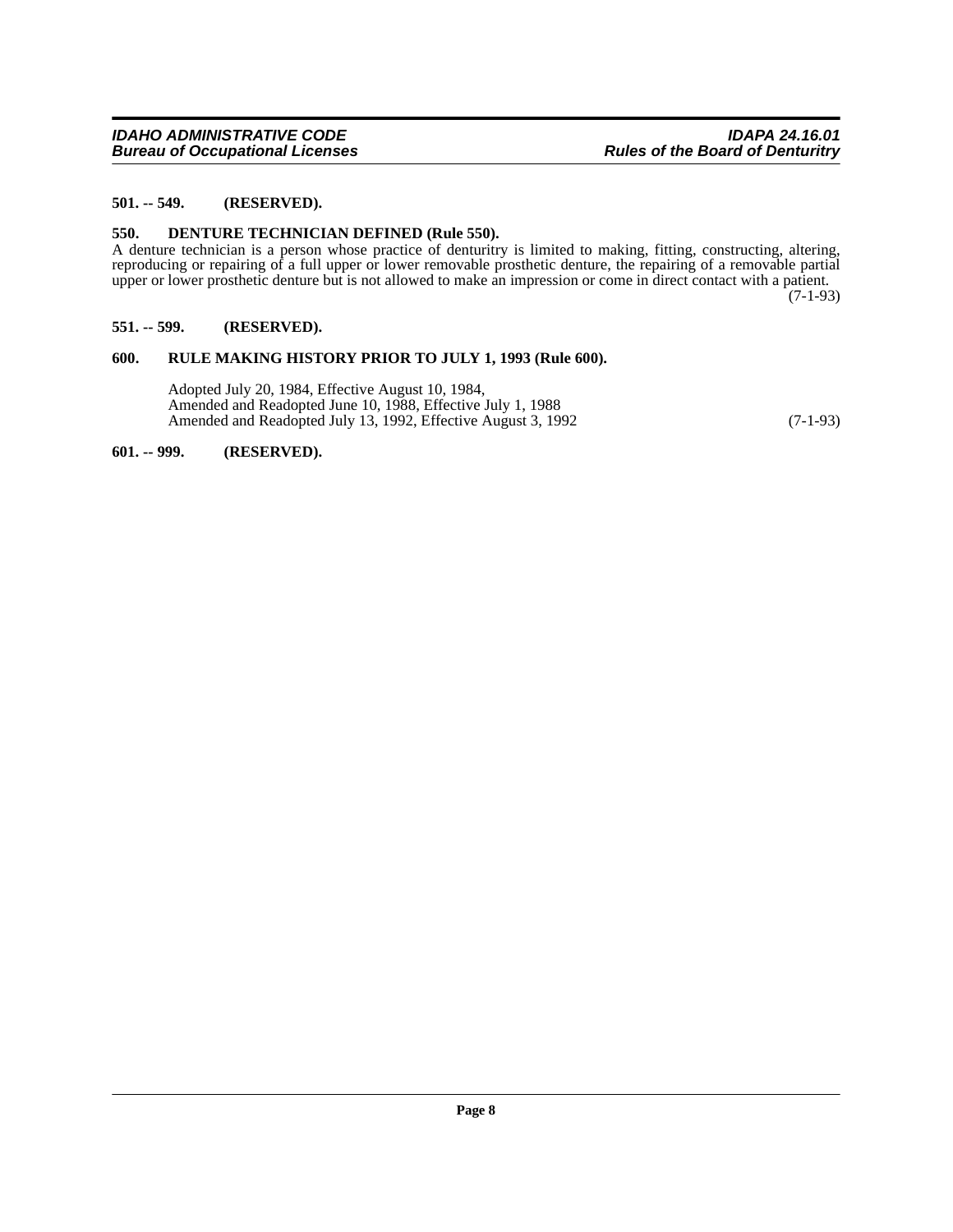**501. -- 549. (RESERVED).**

**550. DENTURE TECHNICIAN DEFINED (Rule 550).**

A denture technician is a person whose practice of denturitry is limited to making, fitting, constructing, altering, reproducing or repairing of a full upper or lower removable prosthetic denture, the repairing of a removable partial upper or lower prosthetic denture but is not allowed to make an impression or come in direct contact with a patient. (7-1-93)

**551. -- 599. (RESERVED).**

**600. RULE MAKING HISTORY PRIOR TO JULY 1, 1993 (Rule 600).**

Adopted July 20, 1984, Effective August 10, 1984,
Amended and Readopted June 10, 1988, Effective July 1, 1988
Amended and Readopted July 13, 1992, Effective August 3, 1992 (7-1-93)

**601. -- 999. (RESERVED).**